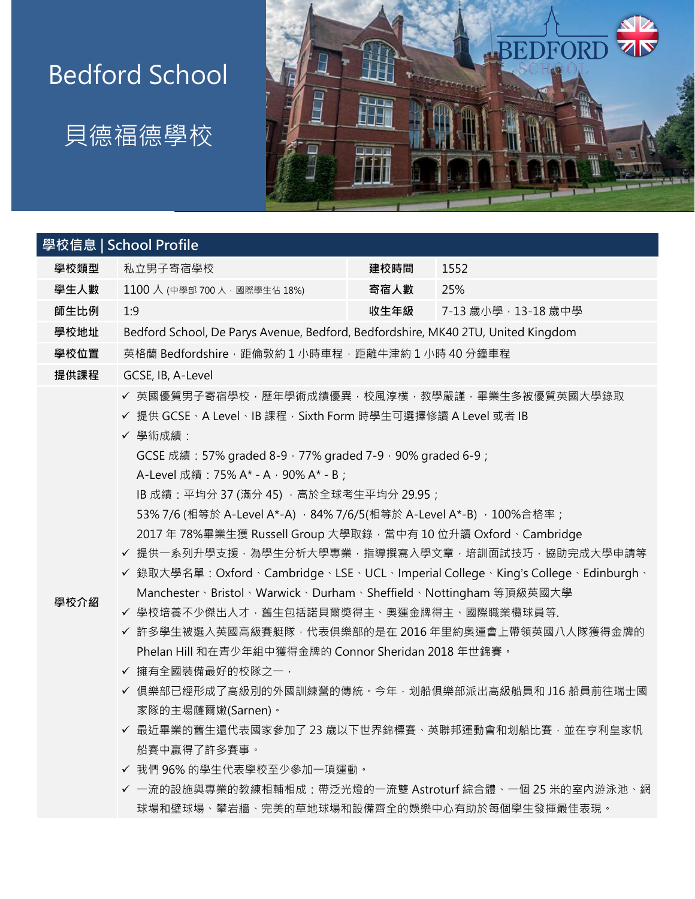# Bedford School

# 貝德福德學校

## 學校信息 | School Profile

| 學校類型 | 私立男子寄宿學校 | 建校時間 | 1552 |
|---|---|---|---|
| 學生人數 | 1100 人 (中學部 700 人，國際學生佔 18%) | 寄宿人數 | 25% |
| 師生比例 | 1:9 | 收生年級 | 7-13 歲小學，13-18 歲中學 |
| 學校地址 | Bedford School, De Parys Avenue, Bedford, Bedfordshire, MK40 2TU, United Kingdom | | |
| 學校位置 | 英格蘭 Bedfordshire，距倫敦約 1 小時車程，距離牛津約 1 小時 40 分鐘車程 | | |
| 提供課程 | GCSE, IB, A-Level | | |

**學校介紹**

- ✓ 英國優質男子寄宿學校，歷年學術成績優異，校風淳樸，教學嚴謹，畢業生多被優質英國大學錄取
- ✓ 提供 GCSE、A Level、IB 課程，Sixth Form 時學生可選擇修讀 A Level 或者 IB
- ✓ 學術成績：
  - GCSE 成績：57% graded 8-9，77% graded 7-9，90% graded 6-9；
  - A-Level 成績：75% A* - A，90% A* - B；
  - IB 成績：平均分 37 (滿分 45) ，高於全球考生平均分 29.95；
  - 53% 7/6 (相等於 A-Level A*-A) ，84% 7/6/5(相等於 A-Level A*-B) ，100%合格率；
  - 2017 年 78%畢業生獲 Russell Group 大學取錄，當中有 10 位升讀 Oxford、Cambridge
- ✓ 提供一系列升學支援，為學生分析大學專業，指導撰寫入學文章，培訓面試技巧，協助完成大學申請等
- ✓ 錄取大學名單：Oxford、Cambridge、LSE、UCL、Imperial College、King's College、Edinburgh、Manchester、Bristol、Warwick、Durham、Sheffield、Nottingham 等頂級英國大學
- ✓ 學校培養不少傑出人才，舊生包括諾貝爾獎得主、奧運金牌得主、國際職業欖球員等.
- ✓ 許多學生被選入英國高級賽艇隊，代表俱樂部的是在 2016 年里約奧運會上帶領英國八人隊獲得金牌的 Phelan Hill 和在青少年組中獲得金牌的 Connor Sheridan 2018 年世錦賽。
- ✓ 擁有全國裝備最好的校隊之一，
- ✓ 俱樂部已經形成了高級別的外國訓練營的傳統。今年，划船俱樂部派出高級船員和 J16 船員前往瑞士國家隊的主場薩爾嫩(Sarnen)。
- ✓ 最近畢業的舊生還代表國家參加了 23 歲以下世界錦標賽、英聯邦運動會和划船比賽，並在亨利皇家帆船賽中贏得了許多賽事。
- ✓ 我們 96% 的學生代表學校至少參加一項運動。
- ✓ 一流的設施與專業的教練相輔相成：帶泛光燈的一流雙 Astroturf 綜合體、一個 25 米的室內游泳池、網球場和壁球場、攀岩牆、完美的草地球場和設備齊全的娛樂中心有助於每個學生發揮最佳表現。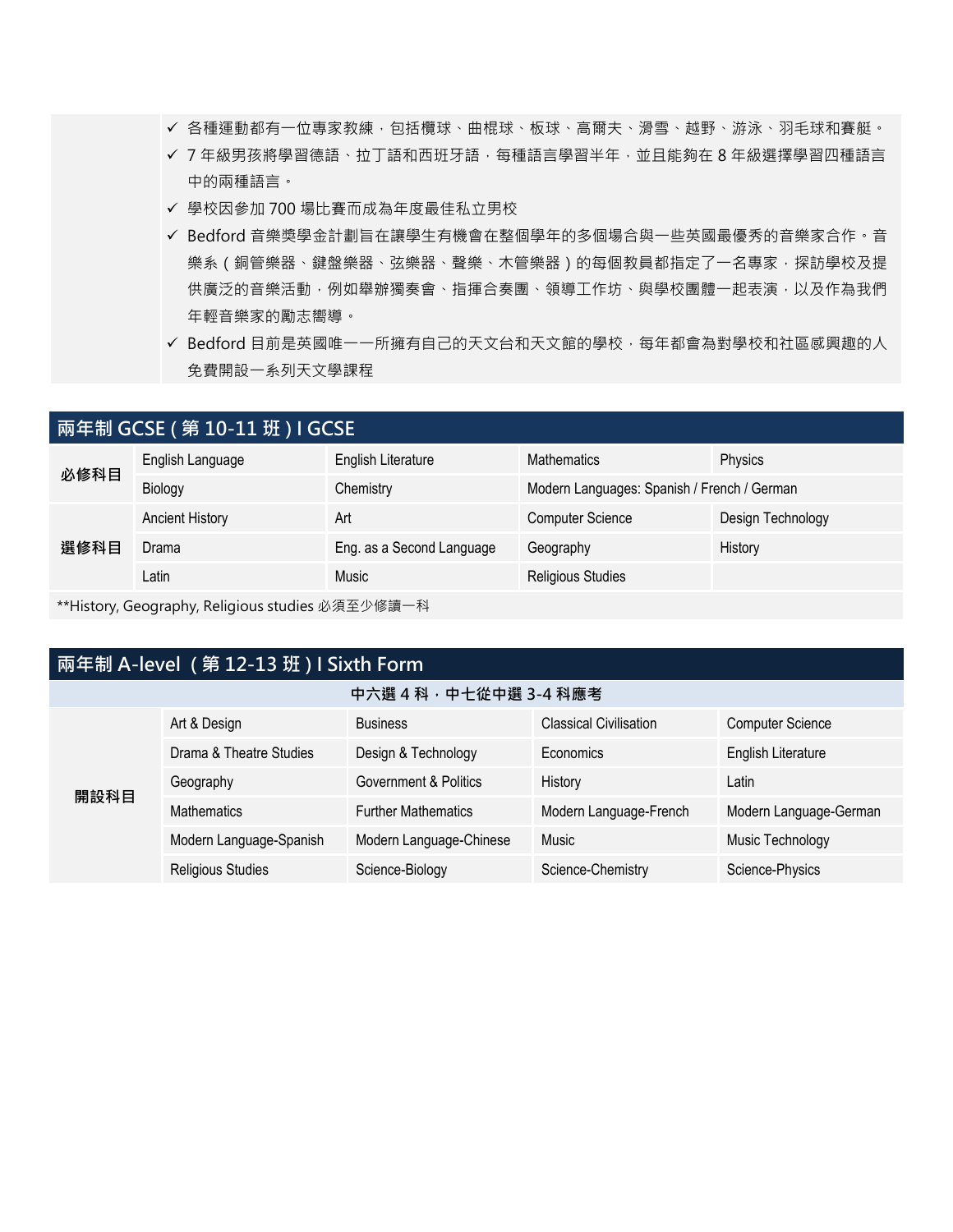- ✓ 各種運動都有一位專家教練，包括欖球、曲棍球、板球、高爾夫、滑雪、越野、游泳、羽毛球和賽艇。
- ✓ 7 年級男孩將學習德語、拉丁語和西班牙語，每種語言學習半年，並且能夠在 8 年級選擇學習四種語言中的兩種語言。
- ✓ 學校因參加 700 場比賽而成為年度最佳私立男校
- ✓ Bedford 音樂獎學金計劃旨在讓學生有機會在整個學年的多個場合與一些英國最優秀的音樂家合作。音樂系（銅管樂器、鍵盤樂器、弦樂器、聲樂、木管樂器）的每個教員都指定了一名專家，探訪學校及提供廣泛的音樂活動，例如舉辦獨奏會、指揮合奏團、領導工作坊、與學校團體一起表演，以及作為我們年輕音樂家的勵志嚮導。
- ✓ Bedford 目前是英國唯一一所擁有自己的天文台和天文館的學校，每年都會為對學校和社區感興趣的人免費開設一系列天文學課程

## 兩年制 GCSE（第 10-11 班）I GCSE

| | | | | |
|---|---|---|---|---|
| **必修科目** | English Language | English Literature | Mathematics | Physics |
| | Biology | Chemistry | Modern Languages: Spanish / French / German | |
| **選修科目** | Ancient History | Art | Computer Science | Design Technology |
| | Drama | Eng. as a Second Language | Geography | History |
| | Latin | Music | Religious Studies | |

**History, Geography, Religious studies 必須至少修讀一科

## 兩年制 A-level（第 12-13 班）I Sixth Form

**中六選 4 科，中七從中選 3-4 科應考**

| | | | | |
|---|---|---|---|---|
| **開設科目** | Art & Design | Business | Classical Civilisation | Computer Science |
| | Drama & Theatre Studies | Design & Technology | Economics | English Literature |
| | Geography | Government & Politics | History | Latin |
| | Mathematics | Further Mathematics | Modern Language-French | Modern Language-German |
| | Modern Language-Spanish | Modern Language-Chinese | Music | Music Technology |
| | Religious Studies | Science-Biology | Science-Chemistry | Science-Physics |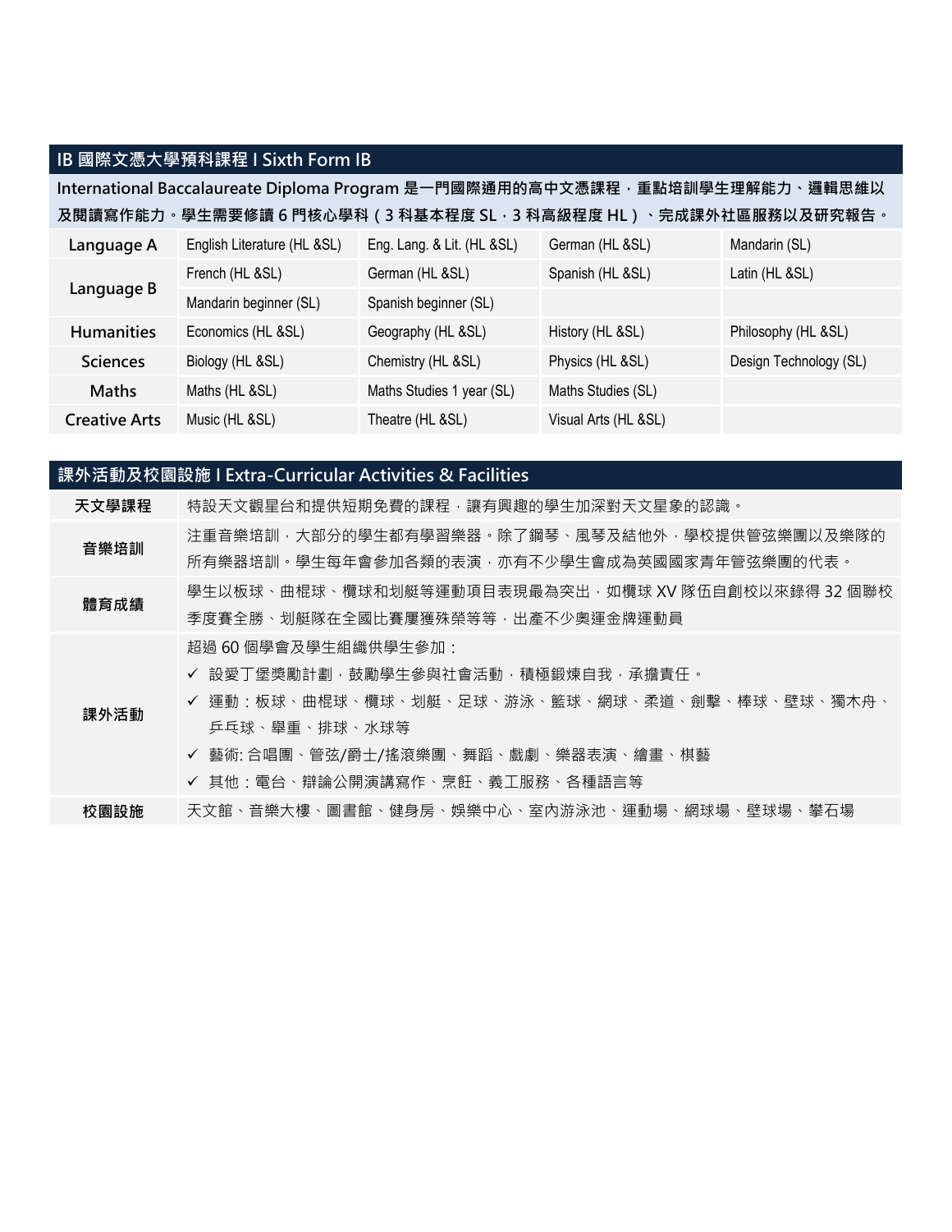## IB 國際文憑大學預科課程 I Sixth Form IB

**International Baccalaureate Diploma Program 是一門國際通用的高中文憑課程，重點培訓學生理解能力、邏輯思維以及閱讀寫作能力。學生需要修讀 6 門核心學科（3 科基本程度 SL，3 科高級程度 HL）、完成課外社區服務以及研究報告。**

| | | | | |
|---|---|---|---|---|
| Language A | English Literature (HL &SL) | Eng. Lang. & Lit. (HL &SL) | German (HL &SL) | Mandarin (SL) |
| Language B | French (HL &SL) | German (HL &SL) | Spanish (HL &SL) | Latin (HL &SL) |
| | Mandarin beginner (SL) | Spanish beginner (SL) | | |
| Humanities | Economics (HL &SL) | Geography (HL &SL) | History (HL &SL) | Philosophy (HL &SL) |
| Sciences | Biology (HL &SL) | Chemistry (HL &SL) | Physics (HL &SL) | Design Technology (SL) |
| Maths | Maths (HL &SL) | Maths Studies 1 year (SL) | Maths Studies (SL) | |
| Creative Arts | Music (HL &SL) | Theatre (HL &SL) | Visual Arts (HL &SL) | |

## 課外活動及校園設施 I Extra-Curricular Activities & Facilities

| | |
|---|---|
| **天文學課程** | 特設天文觀星台和提供短期免費的課程，讓有興趣的學生加深對天文星象的認識。 |
| **音樂培訓** | 注重音樂培訓，大部分的學生都有學習樂器。除了鋼琴、風琴及結他外，學校提供管弦樂團以及樂隊的所有樂器培訓。學生每年會參加各類的表演，亦有不少學生會成為英國國家青年管弦樂團的代表。 |
| **體育成績** | 學生以板球、曲棍球、欖球和划艇等運動項目表現最為突出，如欖球 XV 隊伍自創校以來錄得 32 個聯校季度賽全勝、划艇隊在全國比賽屢獲殊榮等等，出產不少奧運金牌運動員 |
| **課外活動** | 超過 60 個學會及學生組織供學生參加：<br>✓ 設愛丁堡獎勵計劃，鼓勵學生參與社會活動，積極鍛煉自我，承擔責任。<br>✓ 運動：板球、曲棍球、欖球、划艇、足球、游泳、籃球、網球、柔道、劍擊、棒球、壁球、獨木舟、乒乓球、舉重、排球、水球等<br>✓ 藝術: 合唱團、管弦/爵士/搖滾樂團、舞蹈、戲劇、樂器表演、繪畫、棋藝<br>✓ 其他：電台、辯論公開演講寫作、烹飪、義工服務、各種語言等 |
| **校園設施** | 天文館、音樂大樓、圖書館、健身房、娛樂中心、室內游泳池、運動場、網球場、壁球場、攀石場 |